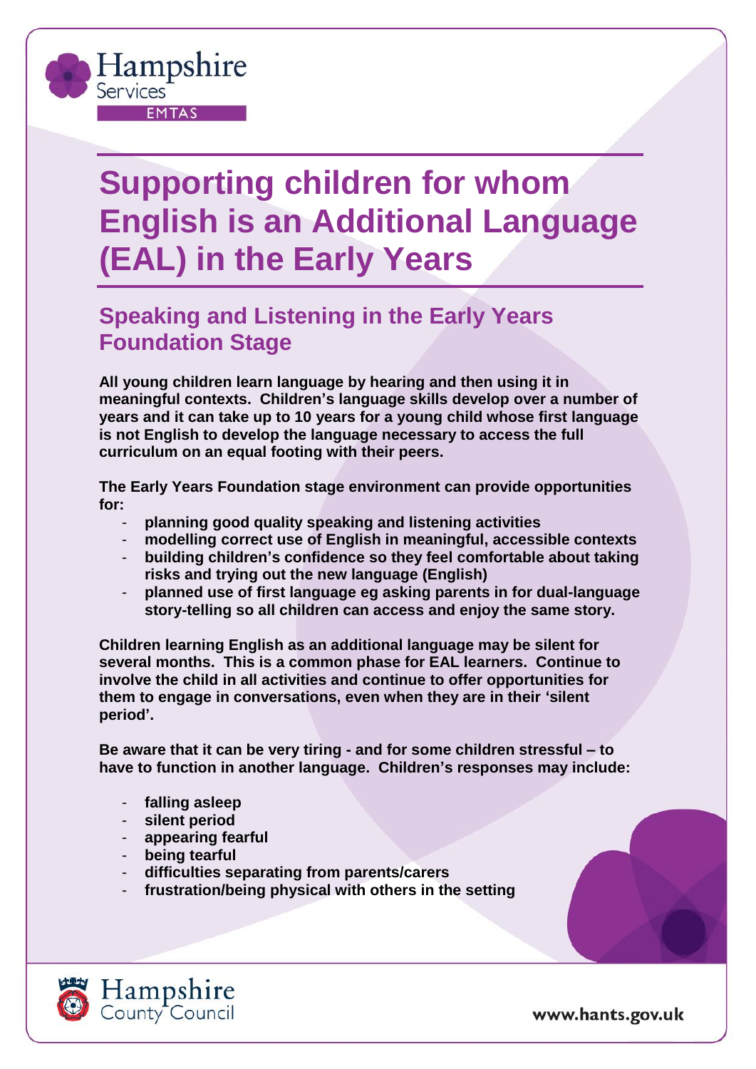Hampshire Services
EMTAS

# Supporting children for whom English is an Additional Language (EAL) in the Early Years

## Speaking and Listening in the Early Years Foundation Stage

**All young children learn language by hearing and then using it in meaningful contexts. Children's language skills develop over a number of years and it can take up to 10 years for a young child whose first language is not English to develop the language necessary to access the full curriculum on an equal footing with their peers.**

**The Early Years Foundation stage environment can provide opportunities for:**

- **planning good quality speaking and listening activities**
- **modelling correct use of English in meaningful, accessible contexts**
- **building children's confidence so they feel comfortable about taking risks and trying out the new language (English)**
- **planned use of first language eg asking parents in for dual-language story-telling so all children can access and enjoy the same story.**

**Children learning English as an additional language may be silent for several months. This is a common phase for EAL learners. Continue to involve the child in all activities and continue to offer opportunities for them to engage in conversations, even when they are in their 'silent period'.**

**Be aware that it can be very tiring - and for some children stressful – to have to function in another language. Children's responses may include:**

- **falling asleep**
- **silent period**
- **appearing fearful**
- **being tearful**
- **difficulties separating from parents/carers**
- **frustration/being physical with others in the setting**

Hampshire County Council

www.hants.gov.uk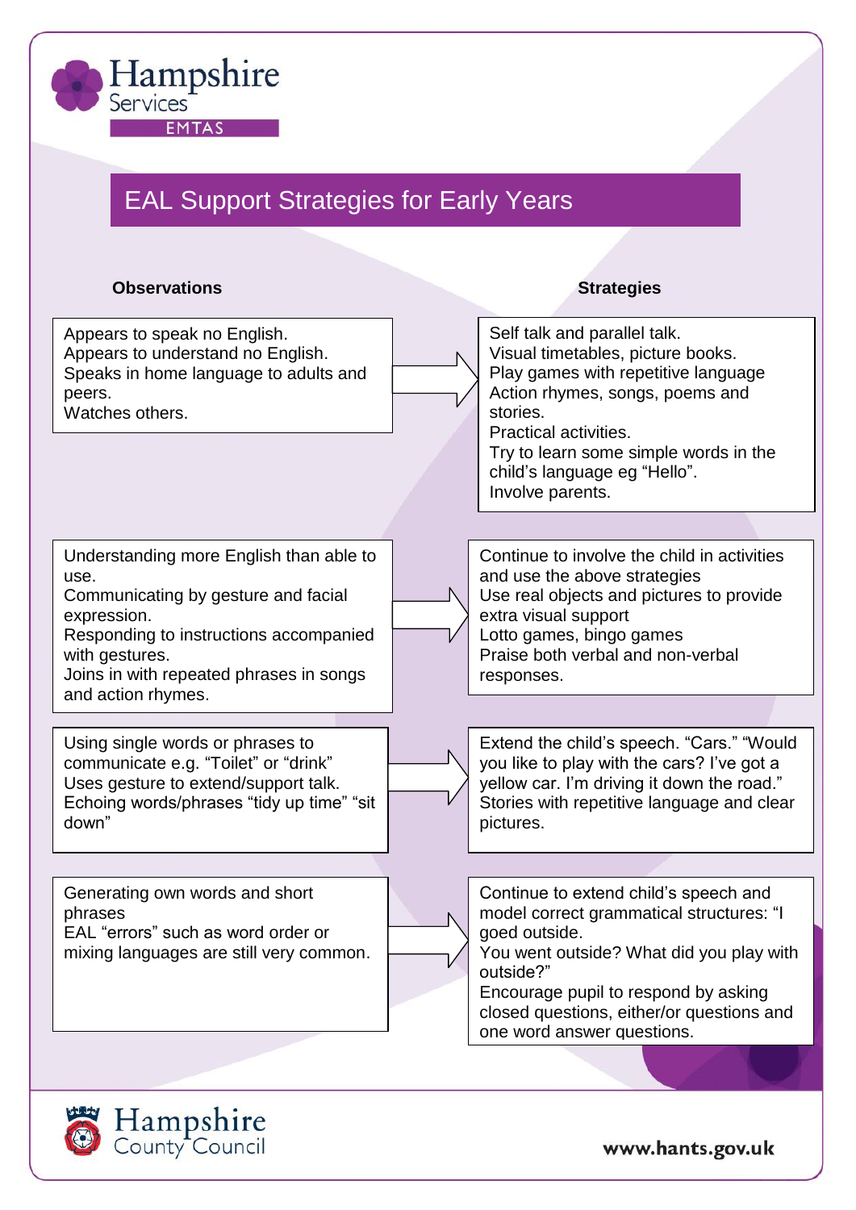Hampshire Services

EMTAS

# EAL Support Strategies for Early Years

| Observations | Strategies |
| --- | --- |
| Appears to speak no English.<br>Appears to understand no English.<br>Speaks in home language to adults and peers.<br>Watches others. | Self talk and parallel talk.<br>Visual timetables, picture books.<br>Play games with repetitive language<br>Action rhymes, songs, poems and stories.<br>Practical activities.<br>Try to learn some simple words in the child's language eg "Hello".<br>Involve parents. |
| Understanding more English than able to use.<br>Communicating by gesture and facial expression.<br>Responding to instructions accompanied with gestures.<br>Joins in with repeated phrases in songs and action rhymes. | Continue to involve the child in activities and use the above strategies<br>Use real objects and pictures to provide extra visual support<br>Lotto games, bingo games<br>Praise both verbal and non-verbal responses. |
| Using single words or phrases to communicate e.g. "Toilet" or "drink"<br>Uses gesture to extend/support talk.<br>Echoing words/phrases "tidy up time" "sit down" | Extend the child's speech. "Cars." "Would you like to play with the cars? I've got a yellow car. I'm driving it down the road."<br>Stories with repetitive language and clear pictures. |
| Generating own words and short phrases<br>EAL "errors" such as word order or mixing languages are still very common. | Continue to extend child's speech and model correct grammatical structures: "I goed outside.<br>You went outside? What did you play with outside?"<br>Encourage pupil to respond by asking closed questions, either/or questions and one word answer questions. |

Hampshire County Council

www.hants.gov.uk